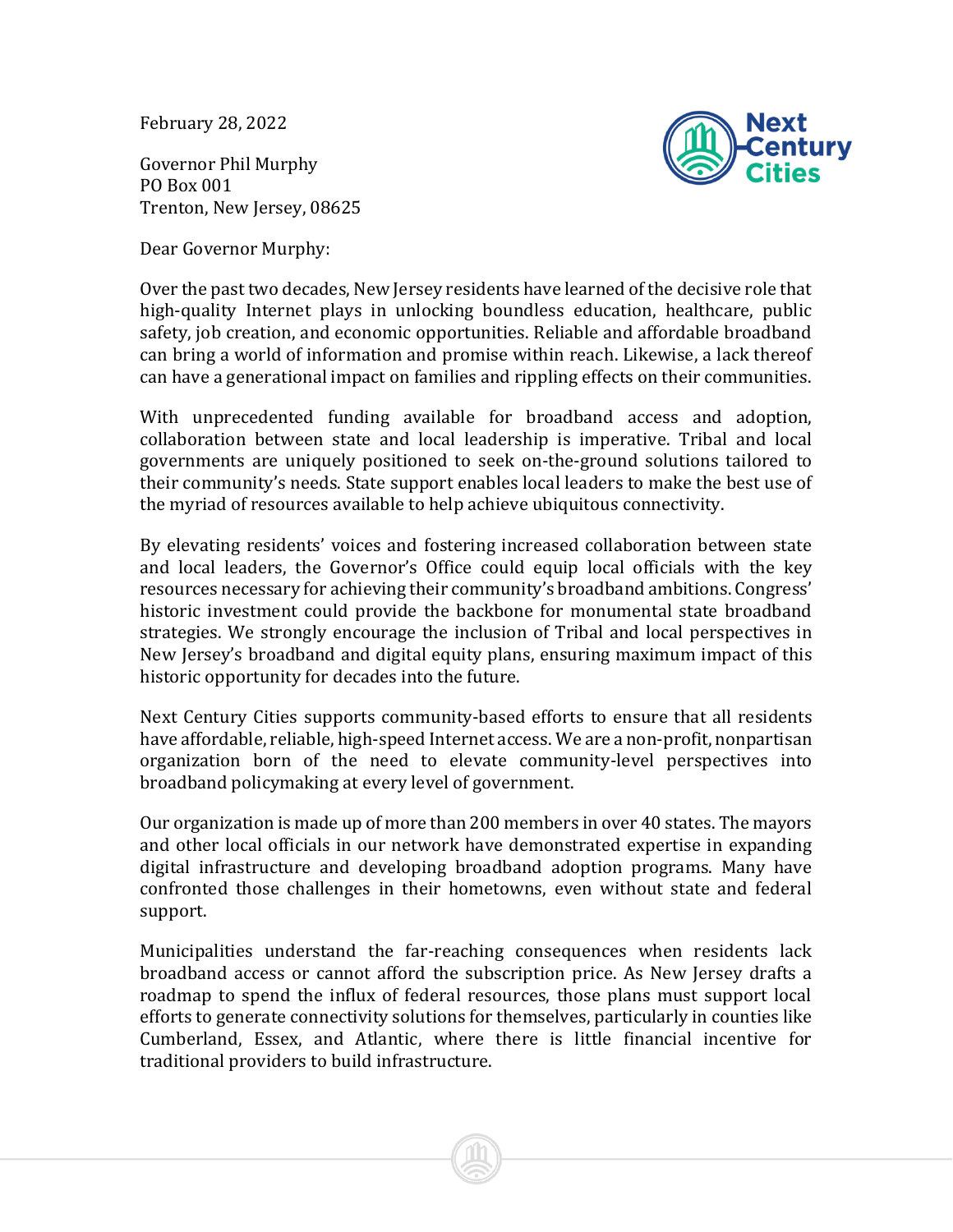February 28, 2022

Governor Phil Murphy
PO Box 001
Trenton, New Jersey, 08625

Dear Governor Murphy:

Over the past two decades, New Jersey residents have learned of the decisive role that high-quality Internet plays in unlocking boundless education, healthcare, public safety, job creation, and economic opportunities. Reliable and affordable broadband can bring a world of information and promise within reach. Likewise, a lack thereof can have a generational impact on families and rippling effects on their communities.

With unprecedented funding available for broadband access and adoption, collaboration between state and local leadership is imperative. Tribal and local governments are uniquely positioned to seek on-the-ground solutions tailored to their community's needs. State support enables local leaders to make the best use of the myriad of resources available to help achieve ubiquitous connectivity.

By elevating residents' voices and fostering increased collaboration between state and local leaders, the Governor's Office could equip local officials with the key resources necessary for achieving their community's broadband ambitions. Congress' historic investment could provide the backbone for monumental state broadband strategies. We strongly encourage the inclusion of Tribal and local perspectives in New Jersey's broadband and digital equity plans, ensuring maximum impact of this historic opportunity for decades into the future.

Next Century Cities supports community-based efforts to ensure that all residents have affordable, reliable, high-speed Internet access. We are a non-profit, nonpartisan organization born of the need to elevate community-level perspectives into broadband policymaking at every level of government.

Our organization is made up of more than 200 members in over 40 states. The mayors and other local officials in our network have demonstrated expertise in expanding digital infrastructure and developing broadband adoption programs. Many have confronted those challenges in their hometowns, even without state and federal support.

Municipalities understand the far-reaching consequences when residents lack broadband access or cannot afford the subscription price. As New Jersey drafts a roadmap to spend the influx of federal resources, those plans must support local efforts to generate connectivity solutions for themselves, particularly in counties like Cumberland, Essex, and Atlantic, where there is little financial incentive for traditional providers to build infrastructure.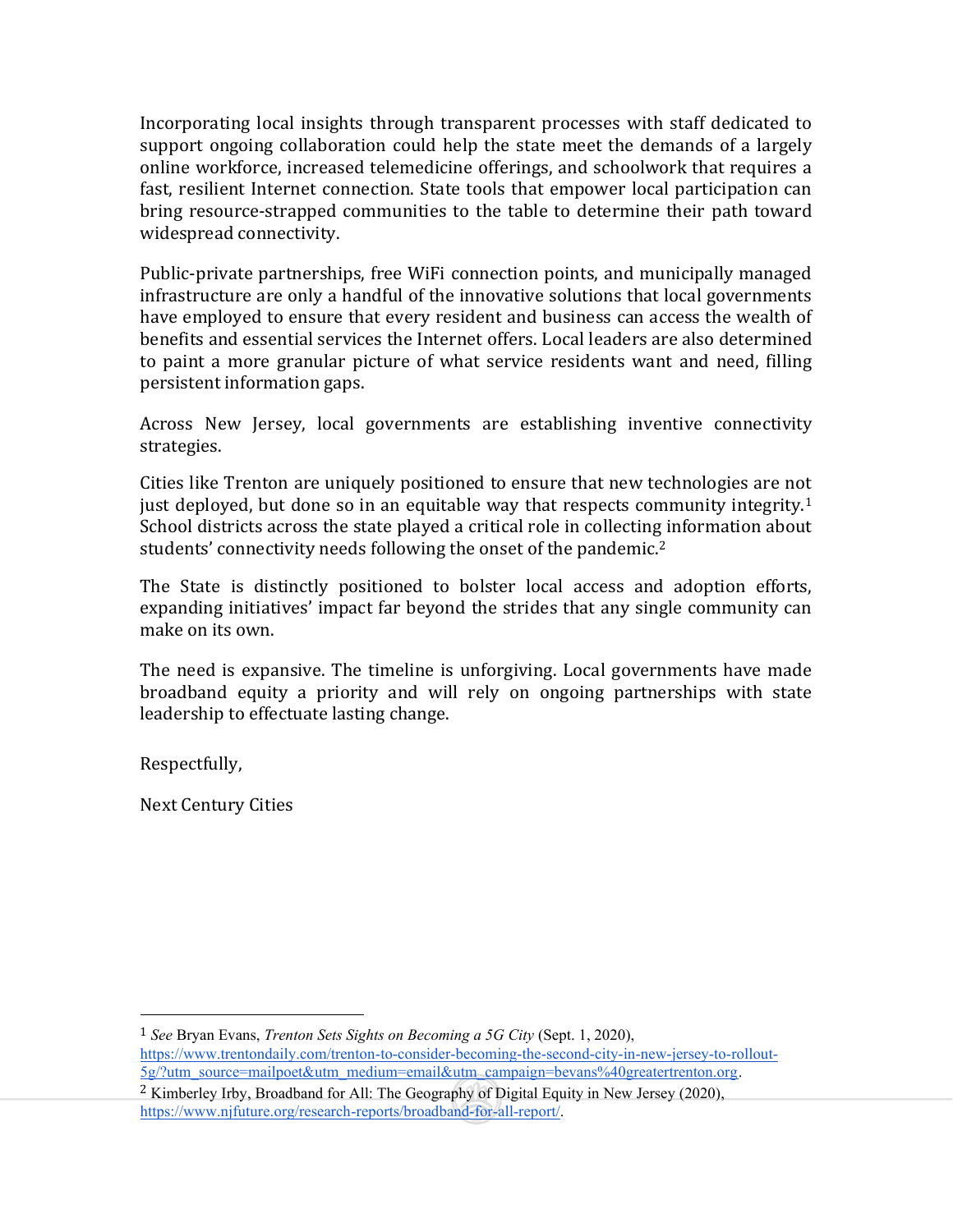Incorporating local insights through transparent processes with staff dedicated to support ongoing collaboration could help the state meet the demands of a largely online workforce, increased telemedicine offerings, and schoolwork that requires a fast, resilient Internet connection. State tools that empower local participation can bring resource-strapped communities to the table to determine their path toward widespread connectivity.

Public-private partnerships, free WiFi connection points, and municipally managed infrastructure are only a handful of the innovative solutions that local governments have employed to ensure that every resident and business can access the wealth of benefits and essential services the Internet offers. Local leaders are also determined to paint a more granular picture of what service residents want and need, filling persistent information gaps.

Across New Jersey, local governments are establishing inventive connectivity strategies.

Cities like Trenton are uniquely positioned to ensure that new technologies are not just deployed, but done so in an equitable way that respects community integrity.[1] School districts across the state played a critical role in collecting information about students' connectivity needs following the onset of the pandemic.[2]

The State is distinctly positioned to bolster local access and adoption efforts, expanding initiatives' impact far beyond the strides that any single community can make on its own.

The need is expansive. The timeline is unforgiving. Local governments have made broadband equity a priority and will rely on ongoing partnerships with state leadership to effectuate lasting change.

Respectfully,

Next Century Cities

---

[1] *See* Bryan Evans, *Trenton Sets Sights on Becoming a 5G City* (Sept. 1, 2020), https://www.trentondaily.com/trenton-to-consider-becoming-the-second-city-in-new-jersey-to-rollout-5g/?utm_source=mailpoet&utm_medium=email&utm_campaign=bevans%40greatertrenton.org.

[2] Kimberley Irby, Broadband for All: The Geography of Digital Equity in New Jersey (2020), https://www.njfuture.org/research-reports/broadband-for-all-report/.